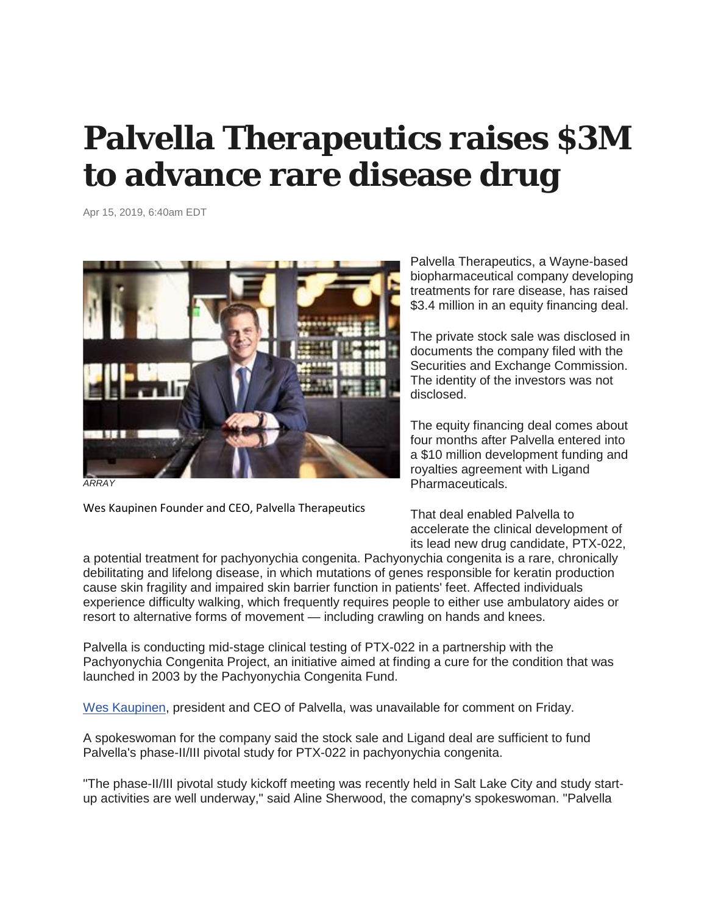# Palvella Therapeutics raises $3M to advance rare disease drug

Apr 15, 2019, 6:40am EDT

*ARRAY*

Wes Kaupinen Founder and CEO, Palvella Therapeutics

Palvella Therapeutics, a Wayne-based biopharmaceutical company developing treatments for rare disease, has raised $3.4 million in an equity financing deal.

The private stock sale was disclosed in documents the company filed with the Securities and Exchange Commission. The identity of the investors was not disclosed.

The equity financing deal comes about four months after Palvella entered into a $10 million development funding and royalties agreement with Ligand Pharmaceuticals.

That deal enabled Palvella to accelerate the clinical development of its lead new drug candidate, PTX-022, a potential treatment for pachyonychia congenita. Pachyonychia congenita is a rare, chronically debilitating and lifelong disease, in which mutations of genes responsible for keratin production cause skin fragility and impaired skin barrier function in patients' feet. Affected individuals experience difficulty walking, which frequently requires people to either use ambulatory aides or resort to alternative forms of movement — including crawling on hands and knees.

Palvella is conducting mid-stage clinical testing of PTX-022 in a partnership with the Pachyonychia Congenita Project, an initiative aimed at finding a cure for the condition that was launched in 2003 by the Pachyonychia Congenita Fund.

Wes Kaupinen, president and CEO of Palvella, was unavailable for comment on Friday.

A spokeswoman for the company said the stock sale and Ligand deal are sufficient to fund Palvella's phase-II/III pivotal study for PTX-022 in pachyonychia congenita.

"The phase-II/III pivotal study kickoff meeting was recently held in Salt Lake City and study start-up activities are well underway," said Aline Sherwood, the comapny's spokeswoman. "Palvella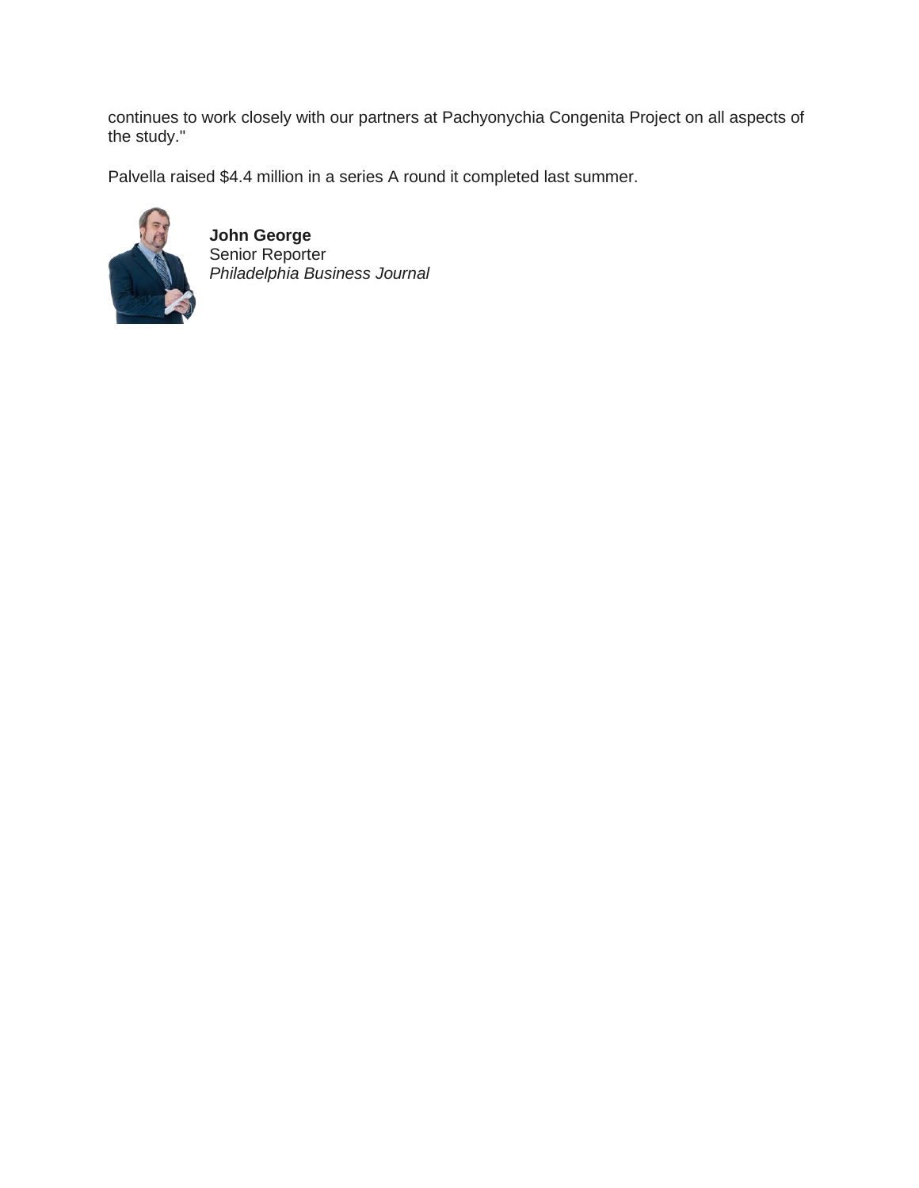continues to work closely with our partners at Pachyonychia Congenita Project on all aspects of the study."

Palvella raised $4.4 million in a series A round it completed last summer.

**John George**
Senior Reporter
*Philadelphia Business Journal*